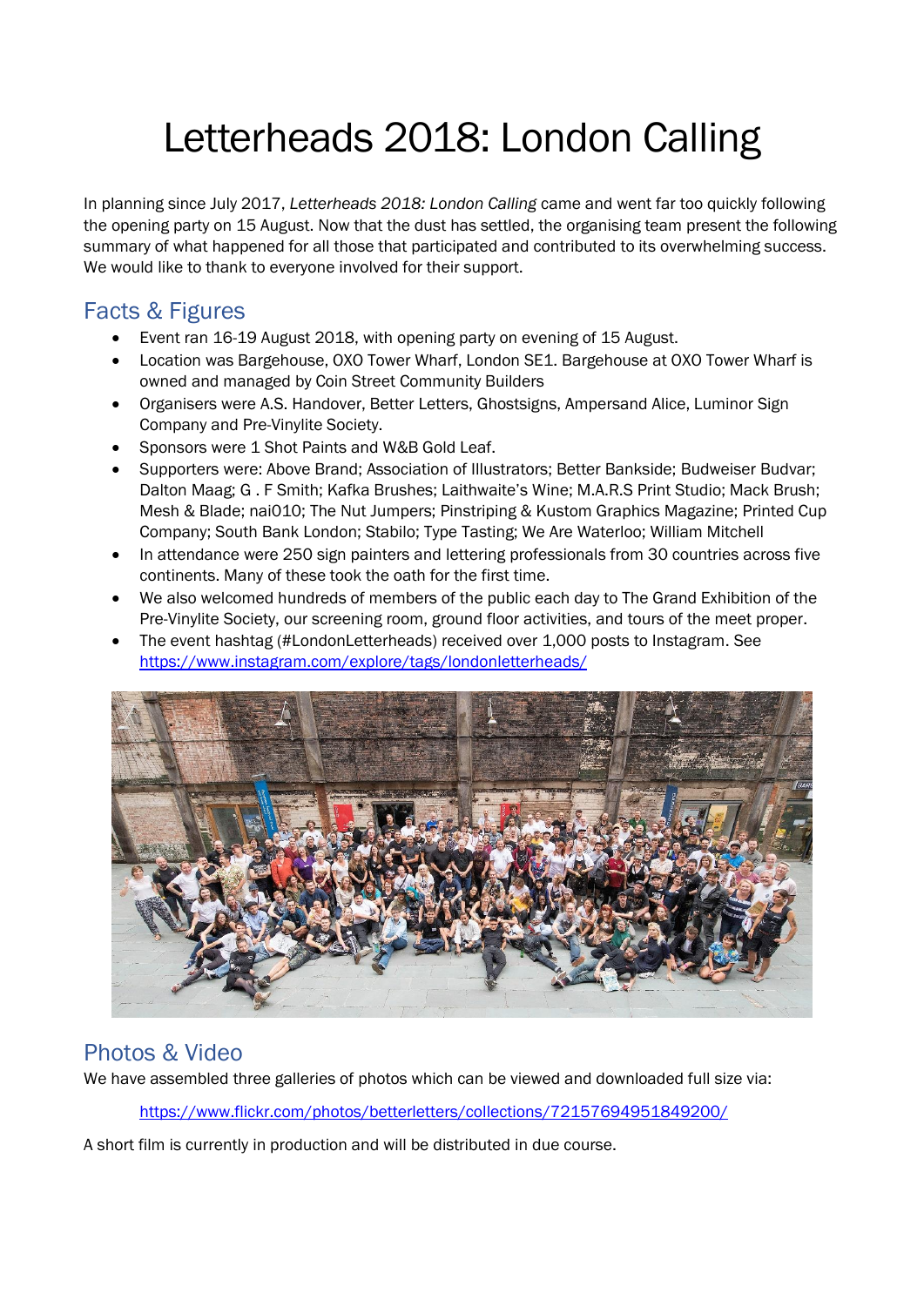# Letterheads 2018: London Calling

In planning since July 2017, *Letterheads 2018: London Calling* came and went far too quickly following the opening party on 15 August. Now that the dust has settled, the organising team present the following summary of what happened for all those that participated and contributed to its overwhelming success. We would like to thank to everyone involved for their support.

## Facts & Figures

- Event ran 16-19 August 2018, with opening party on evening of 15 August.
- Location was Bargehouse, OXO Tower Wharf, London SE1. Bargehouse at OXO Tower Wharf is owned and managed by Coin Street Community Builders
- Organisers were A.S. Handover, Better Letters, Ghostsigns, Ampersand Alice, Luminor Sign Company and Pre-Vinylite Society.
- Sponsors were 1 Shot Paints and W&B Gold Leaf.
- Supporters were: Above Brand; Association of Illustrators; Better Bankside; Budweiser Budvar; Dalton Maag; G . F Smith; Kafka Brushes; Laithwaite's Wine; M.A.R.S Print Studio; Mack Brush; Mesh & Blade; nai010; The Nut Jumpers; Pinstriping & Kustom Graphics Magazine; Printed Cup Company; South Bank London; Stabilo; Type Tasting; We Are Waterloo; William Mitchell
- In attendance were 250 sign painters and lettering professionals from 30 countries across five continents. Many of these took the oath for the first time.
- We also welcomed hundreds of members of the public each day to The Grand Exhibition of the Pre-Vinylite Society, our screening room, ground floor activities, and tours of the meet proper.
- The event hashtag (#LondonLetterheads) received over 1,000 posts to Instagram. See https://www.instagram.com/explore/tags/londonletterheads/

## Photos & Video

We have assembled three galleries of photos which can be viewed and downloaded full size via:

https://www.flickr.com/photos/betterletters/collections/72157694951849200/

A short film is currently in production and will be distributed in due course.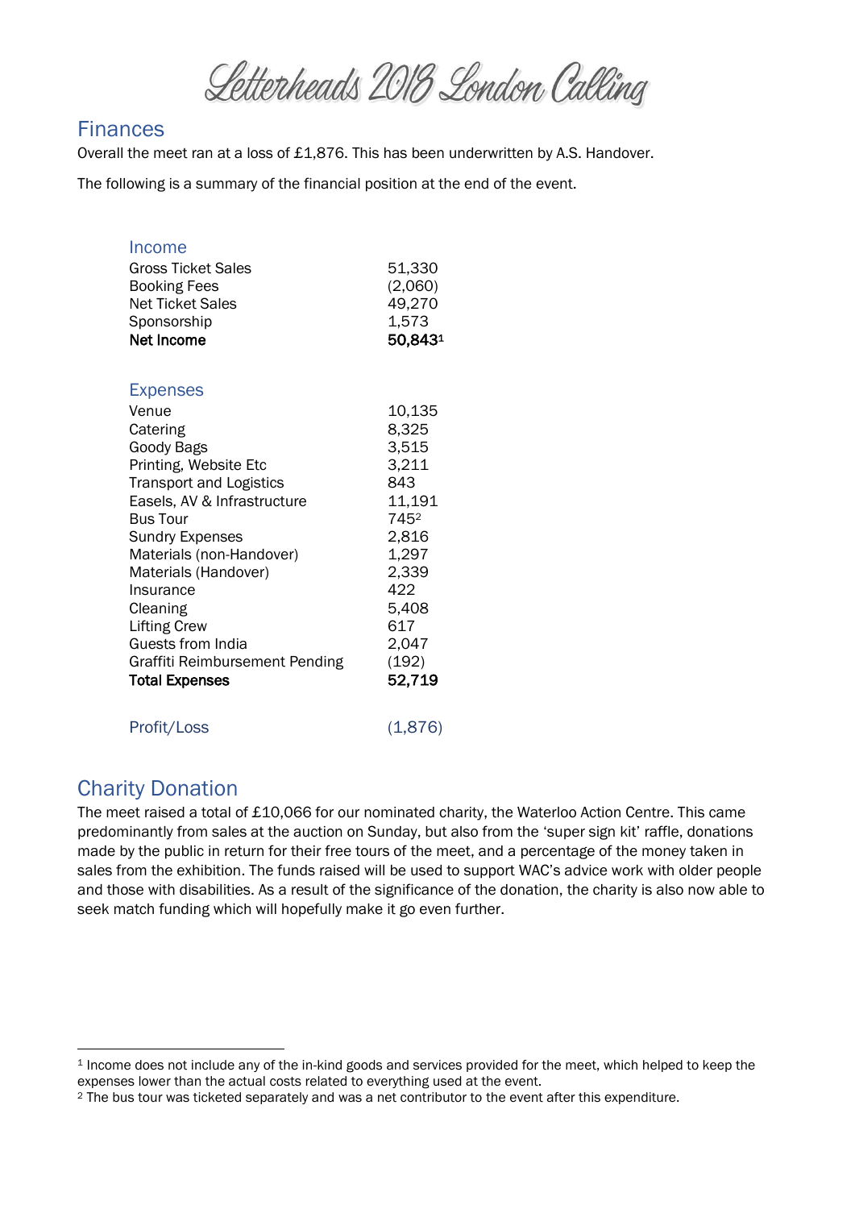# Letterheads 2018 London Calling

## Finances

Overall the meet ran at a loss of £1,876. This has been underwritten by A.S. Handover.

The following is a summary of the financial position at the end of the event.

| Income | |
|---|---|
| Gross Ticket Sales | 51,330 |
| Booking Fees | (2,060) |
| Net Ticket Sales | 49,270 |
| Sponsorship | 1,573 |
| **Net Income** | **50,843**[1] |

| Expenses | |
|---|---|
| Venue | 10,135 |
| Catering | 8,325 |
| Goody Bags | 3,515 |
| Printing, Website Etc | 3,211 |
| Transport and Logistics | 843 |
| Easels, AV & Infrastructure | 11,191 |
| Bus Tour | 745[2] |
| Sundry Expenses | 2,816 |
| Materials (non-Handover) | 1,297 |
| Materials (Handover) | 2,339 |
| Insurance | 422 |
| Cleaning | 5,408 |
| Lifting Crew | 617 |
| Guests from India | 2,047 |
| Graffiti Reimbursement Pending | (192) |
| **Total Expenses** | **52,719** |
| | |
| Profit/Loss | (1,876) |

## Charity Donation

The meet raised a total of £10,066 for our nominated charity, the Waterloo Action Centre. This came predominantly from sales at the auction on Sunday, but also from the 'super sign kit' raffle, donations made by the public in return for their free tours of the meet, and a percentage of the money taken in sales from the exhibition. The funds raised will be used to support WAC's advice work with older people and those with disabilities. As a result of the significance of the donation, the charity is also now able to seek match funding which will hopefully make it go even further.

---

[1] Income does not include any of the in-kind goods and services provided for the meet, which helped to keep the expenses lower than the actual costs related to everything used at the event.

[2] The bus tour was ticketed separately and was a net contributor to the event after this expenditure.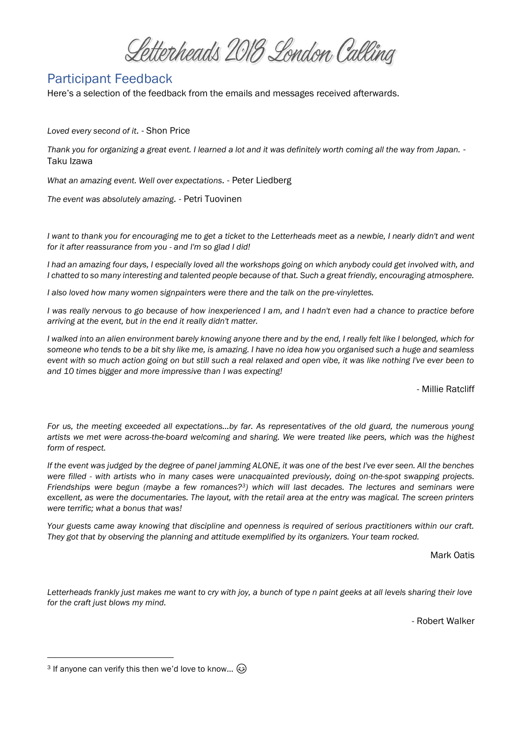# Letterheads 2018 London Calling

## Participant Feedback

Here's a selection of the feedback from the emails and messages received afterwards.

*Loved every second of it.* - Shon Price

*Thank you for organizing a great event. I learned a lot and it was definitely worth coming all the way from Japan.* - Taku Izawa

*What an amazing event. Well over expectations.* - Peter Liedberg

*The event was absolutely amazing.* - Petri Tuovinen

*I want to thank you for encouraging me to get a ticket to the Letterheads meet as a newbie, I nearly didn't and went for it after reassurance from you - and I'm so glad I did!*

*I had an amazing four days, I especially loved all the workshops going on which anybody could get involved with, and I chatted to so many interesting and talented people because of that. Such a great friendly, encouraging atmosphere.*

*I also loved how many women signpainters were there and the talk on the pre-vinylettes.*

*I was really nervous to go because of how inexperienced I am, and I hadn't even had a chance to practice before arriving at the event, but in the end it really didn't matter.*

*I walked into an alien environment barely knowing anyone there and by the end, I really felt like I belonged, which for someone who tends to be a bit shy like me, is amazing. I have no idea how you organised such a huge and seamless event with so much action going on but still such a real relaxed and open vibe, it was like nothing I've ever been to and 10 times bigger and more impressive than I was expecting!*

- Millie Ratcliff

*For us, the meeting exceeded all expectations...by far. As representatives of the old guard, the numerous young artists we met were across-the-board welcoming and sharing. We were treated like peers, which was the highest form of respect.*

*If the event was judged by the degree of panel jamming ALONE, it was one of the best I've ever seen. All the benches were filled - with artists who in many cases were unacquainted previously, doing on-the-spot swapping projects. Friendships were begun (maybe a few romances?[3]) which will last decades. The lectures and seminars were excellent, as were the documentaries. The layout, with the retail area at the entry was magical. The screen printers were terrific; what a bonus that was!*

*Your guests came away knowing that discipline and openness is required of serious practitioners within our craft. They got that by observing the planning and attitude exemplified by its organizers. Your team rocked.*

Mark Oatis

*Letterheads frankly just makes me want to cry with joy, a bunch of type n paint geeks at all levels sharing their love for the craft just blows my mind.*

- Robert Walker

---

[3] If anyone can verify this then we'd love to know… 😉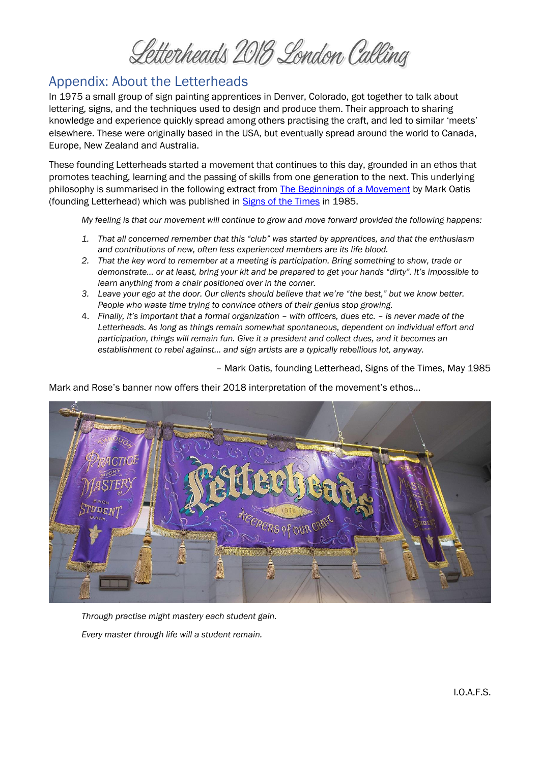## Appendix: About the Letterheads

In 1975 a small group of sign painting apprentices in Denver, Colorado, got together to talk about lettering, signs, and the techniques used to design and produce them. Their approach to sharing knowledge and experience quickly spread among others practising the craft, and led to similar 'meets' elsewhere. These were originally based in the USA, but eventually spread around the world to Canada, Europe, New Zealand and Australia.

These founding Letterheads started a movement that continues to this day, grounded in an ethos that promotes teaching, learning and the passing of skills from one generation to the next. This underlying philosophy is summarised in the following extract from The Beginnings of a Movement by Mark Oatis (founding Letterhead) which was published in Signs of the Times in 1985.

*My feeling is that our movement will continue to grow and move forward provided the following happens:*

1. *That all concerned remember that this "club" was started by apprentices, and that the enthusiasm and contributions of new, often less experienced members are its life blood.*
2. *That the key word to remember at a meeting is participation. Bring something to show, trade or demonstrate… or at least, bring your kit and be prepared to get your hands "dirty". It's impossible to learn anything from a chair positioned over in the corner.*
3. *Leave your ego at the door. Our clients should believe that we're "the best," but we know better. People who waste time trying to convince others of their genius stop growing.*
4. *Finally, it's important that a formal organization – with officers, dues etc. – is never made of the Letterheads. As long as things remain somewhat spontaneous, dependent on individual effort and participation, things will remain fun. Give it a president and collect dues, and it becomes an establishment to rebel against… and sign artists are a typically rebellious lot, anyway.*

– Mark Oatis, founding Letterhead, Signs of the Times, May 1985

Mark and Rose's banner now offers their 2018 interpretation of the movement's ethos…

*Through practise might mastery each student gain.*

*Every master through life will a student remain.*

I.O.A.F.S.